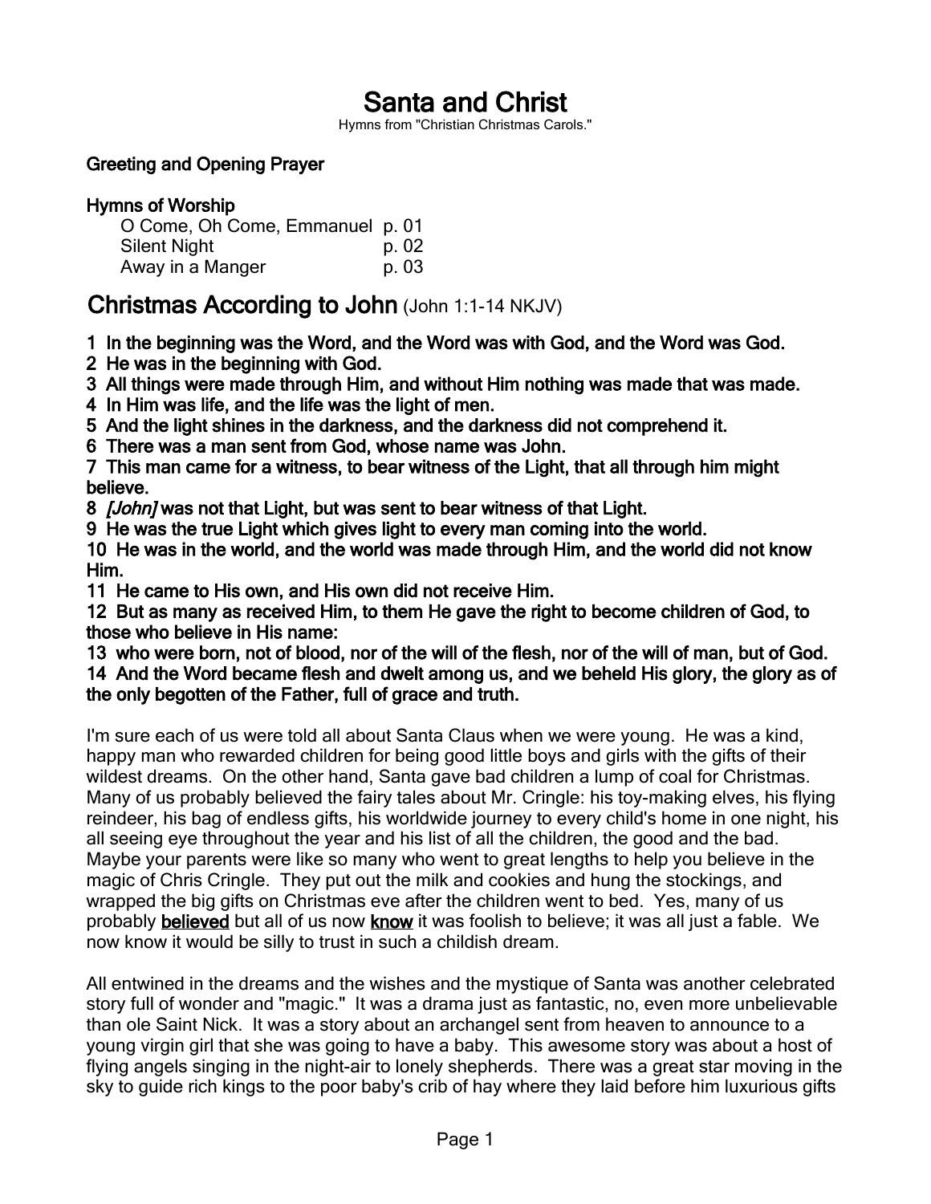# Santa and Christ

Hymns from "Christian Christmas Carols."

**Greeting and Opening Prayer**

**Hymns of Worship**

O Come, Oh Come, Emmanuel p. 01
Silent Night p. 02
Away in a Manger p. 03

## Christmas According to John (John 1:1-14 NKJV)

**1 In the beginning was the Word, and the Word was with God, and the Word was God.**
**2 He was in the beginning with God.**
**3 All things were made through Him, and without Him nothing was made that was made.**
**4 In Him was life, and the life was the light of men.**
**5 And the light shines in the darkness, and the darkness did not comprehend it.**
**6 There was a man sent from God, whose name was John.**
**7 This man came for a witness, to bear witness of the Light, that all through him might believe.**
**8 *[John]* was not that Light, but was sent to bear witness of that Light.**
**9 He was the true Light which gives light to every man coming into the world.**
**10 He was in the world, and the world was made through Him, and the world did not know Him.**
**11 He came to His own, and His own did not receive Him.**
**12 But as many as received Him, to them He gave the right to become children of God, to those who believe in His name:**
**13 who were born, not of blood, nor of the will of the flesh, nor of the will of man, but of God.**
**14 And the Word became flesh and dwelt among us, and we beheld His glory, the glory as of the only begotten of the Father, full of grace and truth.**

I'm sure each of us were told all about Santa Claus when we were young. He was a kind, happy man who rewarded children for being good little boys and girls with the gifts of their wildest dreams. On the other hand, Santa gave bad children a lump of coal for Christmas. Many of us probably believed the fairy tales about Mr. Cringle: his toy-making elves, his flying reindeer, his bag of endless gifts, his worldwide journey to every child's home in one night, his all seeing eye throughout the year and his list of all the children, the good and the bad. Maybe your parents were like so many who went to great lengths to help you believe in the magic of Chris Cringle. They put out the milk and cookies and hung the stockings, and wrapped the big gifts on Christmas eve after the children went to bed. Yes, many of us probably **believed** but all of us now **know** it was foolish to believe; it was all just a fable. We now know it would be silly to trust in such a childish dream.

All entwined in the dreams and the wishes and the mystique of Santa was another celebrated story full of wonder and "magic." It was a drama just as fantastic, no, even more unbelievable than ole Saint Nick. It was a story about an archangel sent from heaven to announce to a young virgin girl that she was going to have a baby. This awesome story was about a host of flying angels singing in the night-air to lonely shepherds. There was a great star moving in the sky to guide rich kings to the poor baby's crib of hay where they laid before him luxurious gifts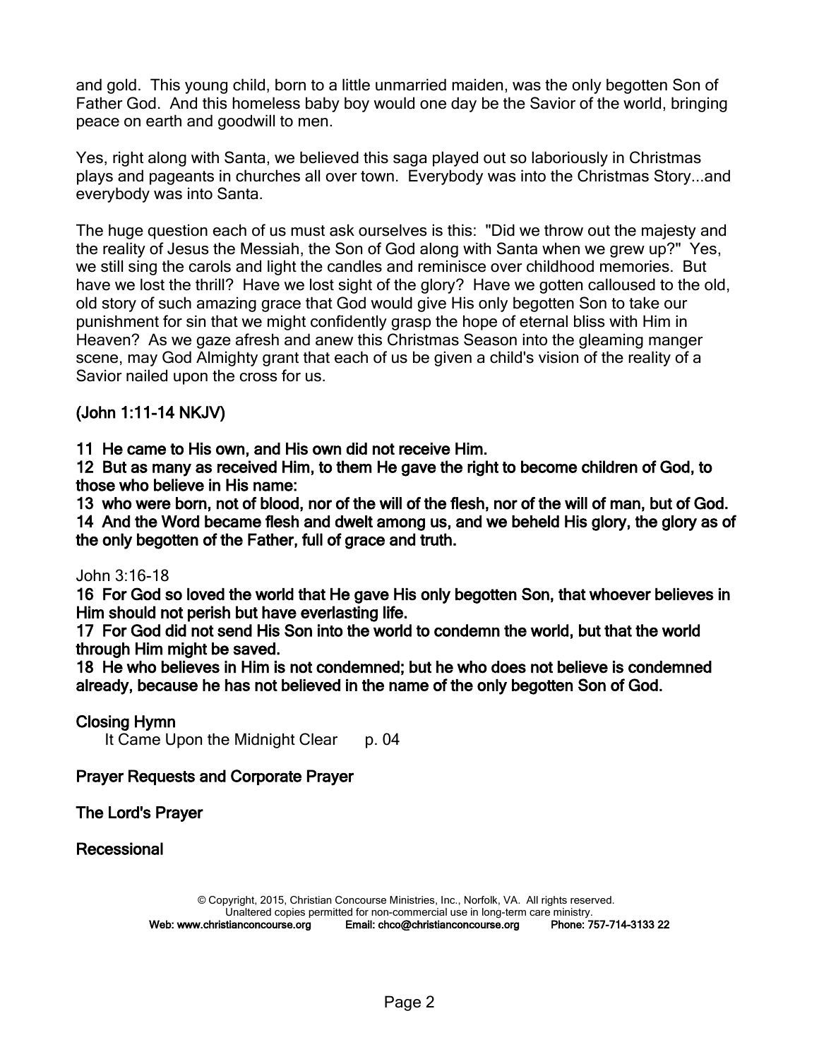and gold. This young child, born to a little unmarried maiden, was the only begotten Son of Father God. And this homeless baby boy would one day be the Savior of the world, bringing peace on earth and goodwill to men.

Yes, right along with Santa, we believed this saga played out so laboriously in Christmas plays and pageants in churches all over town. Everybody was into the Christmas Story...and everybody was into Santa.

The huge question each of us must ask ourselves is this: "Did we throw out the majesty and the reality of Jesus the Messiah, the Son of God along with Santa when we grew up?" Yes, we still sing the carols and light the candles and reminisce over childhood memories. But have we lost the thrill? Have we lost sight of the glory? Have we gotten calloused to the old, old story of such amazing grace that God would give His only begotten Son to take our punishment for sin that we might confidently grasp the hope of eternal bliss with Him in Heaven? As we gaze afresh and anew this Christmas Season into the gleaming manger scene, may God Almighty grant that each of us be given a child's vision of the reality of a Savior nailed upon the cross for us.

**(John 1:11-14 NKJV)**

**11 He came to His own, and His own did not receive Him.**
**12 But as many as received Him, to them He gave the right to become children of God, to those who believe in His name:**
**13 who were born, not of blood, nor of the will of the flesh, nor of the will of man, but of God.**
**14 And the Word became flesh and dwelt among us, and we beheld His glory, the glory as of the only begotten of the Father, full of grace and truth.**

John 3:16-18
**16 For God so loved the world that He gave His only begotten Son, that whoever believes in Him should not perish but have everlasting life.**
**17 For God did not send His Son into the world to condemn the world, but that the world through Him might be saved.**
**18 He who believes in Him is not condemned; but he who does not believe is condemned already, because he has not believed in the name of the only begotten Son of God.**

**Closing Hymn**
It Came Upon the Midnight Clear p. 04

**Prayer Requests and Corporate Prayer**

**The Lord's Prayer**

**Recessional**

© Copyright, 2015, Christian Concourse Ministries, Inc., Norfolk, VA. All rights reserved.
Unaltered copies permitted for non-commercial use in long-term care ministry.
**Web: www.christianconcourse.org Email: chco@christianconcourse.org Phone: 757-714-3133 22**